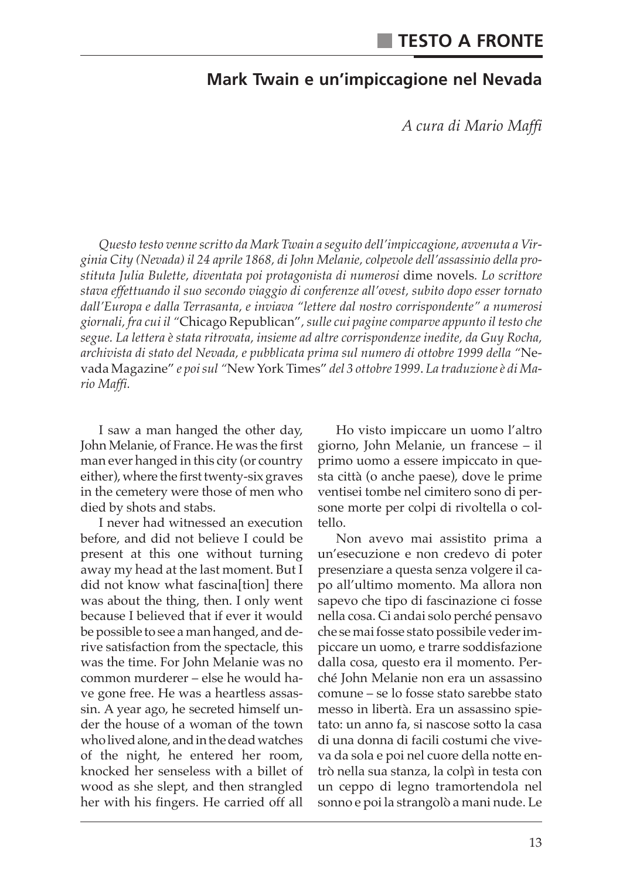## TESTO A FRONTE

# Mark Twain e un'impiccagione nel Nevada

*A cura di Mario Maffi*

*Questo testo venne scritto da Mark Twain a seguito dell'impiccagione, avvenuta a Virginia City (Nevada) il 24 aprile 1868, di John Melanie, colpevole dell'assassinio della prostituta Julia Bulette, diventata poi protagonista di numerosi* dime novels*. Lo scrittore stava effettuando il suo secondo viaggio di conferenze all'ovest, subito dopo esser tornato dall'Europa e dalla Terrasanta, e inviava "lettere dal nostro corrispondente" a numerosi giornali, fra cui il "*Chicago Republican*", sulle cui pagine comparve appunto il testo che segue. La lettera è stata ritrovata, insieme ad altre corrispondenze inedite, da Guy Rocha, archivista di stato del Nevada, e pubblicata prima sul numero di ottobre 1999 della "*Nevada Magazine*" e poi sul "*New York Times*" del 3 ottobre 1999. La traduzione è di Mario Maffi.*

I saw a man hanged the other day, John Melanie, of France. He was the first man ever hanged in this city (or country either), where the first twenty-six graves in the cemetery were those of men who died by shots and stabs.

I never had witnessed an execution before, and did not believe I could be present at this one without turning away my head at the last moment. But I did not know what fascina[tion] there was about the thing, then. I only went because I believed that if ever it would be possible to see a man hanged, and derive satisfaction from the spectacle, this was the time. For John Melanie was no common murderer – else he would have gone free. He was a heartless assassin. A year ago, he secreted himself under the house of a woman of the town who lived alone, and in the dead watches of the night, he entered her room, knocked her senseless with a billet of wood as she slept, and then strangled her with his fingers. He carried off all

Ho visto impiccare un uomo l'altro giorno, John Melanie, un francese – il primo uomo a essere impiccato in questa città (o anche paese), dove le prime ventisei tombe nel cimitero sono di persone morte per colpi di rivoltella o coltello.

Non avevo mai assistito prima a un'esecuzione e non credevo di poter presenziare a questa senza volgere il capo all'ultimo momento. Ma allora non sapevo che tipo di fascinazione ci fosse nella cosa. Ci andai solo perché pensavo che se mai fosse stato possibile veder impiccare un uomo, e trarre soddisfazione dalla cosa, questo era il momento. Perché John Melanie non era un assassino comune – se lo fosse stato sarebbe stato messo in libertà. Era un assassino spietato: un anno fa, si nascose sotto la casa di una donna di facili costumi che viveva da sola e poi nel cuore della notte entrò nella sua stanza, la colpì in testa con un ceppo di legno tramortendola nel sonno e poi la strangolò a mani nude. Le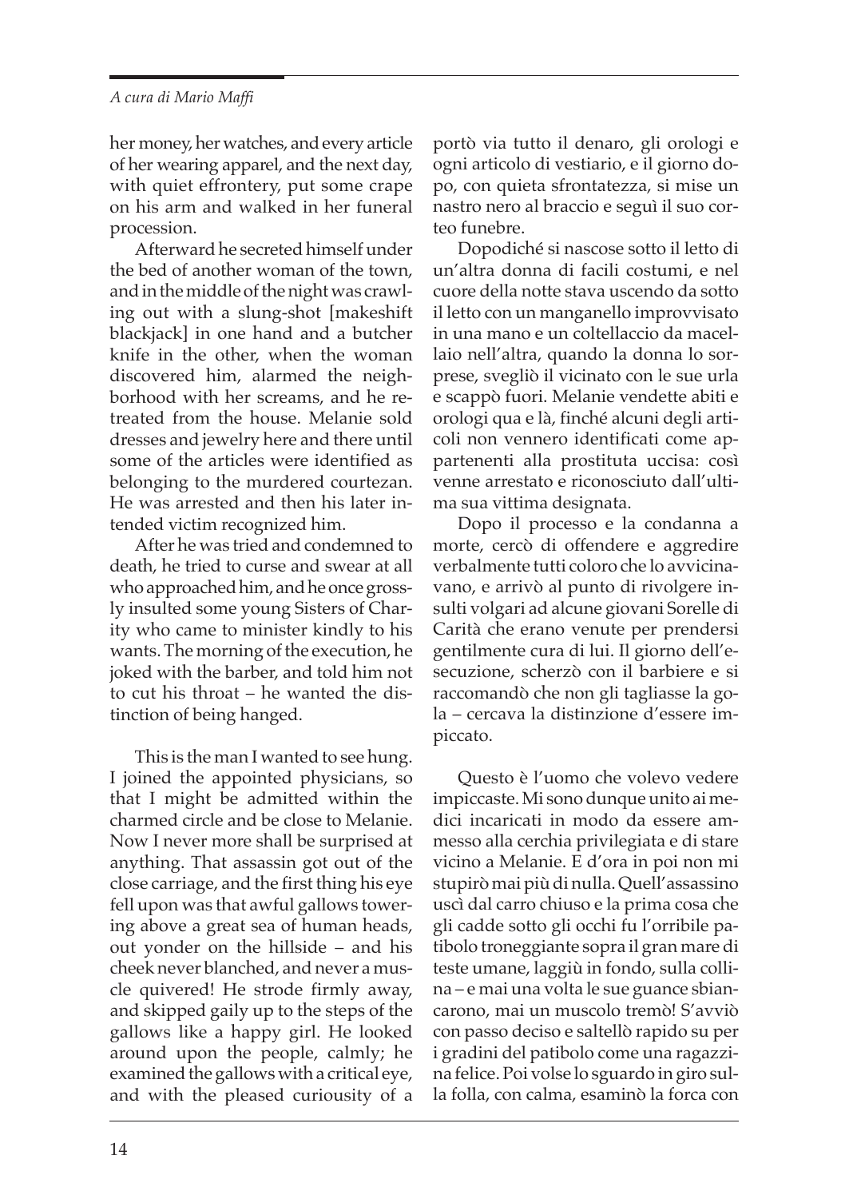her money, her watches, and every article of her wearing apparel, and the next day, with quiet effrontery, put some crape on his arm and walked in her funeral procession.

Afterward he secreted himself under the bed of another woman of the town, and in the middle of the night was crawling out with a slung-shot [makeshift blackjack] in one hand and a butcher knife in the other, when the woman discovered him, alarmed the neighborhood with her screams, and he retreated from the house. Melanie sold dresses and jewelry here and there until some of the articles were identified as belonging to the murdered courtezan. He was arrested and then his later intended victim recognized him.

After he was tried and condemned to death, he tried to curse and swear at all who approached him, and he once grossly insulted some young Sisters of Charity who came to minister kindly to his wants. The morning of the execution, he joked with the barber, and told him not to cut his throat – he wanted the distinction of being hanged.

This is the man I wanted to see hung. I joined the appointed physicians, so that I might be admitted within the charmed circle and be close to Melanie. Now I never more shall be surprised at anything. That assassin got out of the close carriage, and the first thing his eye fell upon was that awful gallows towering above a great sea of human heads, out yonder on the hillside – and his cheek never blanched, and never a muscle quivered! He strode firmly away, and skipped gaily up to the steps of the gallows like a happy girl. He looked around upon the people, calmly; he examined the gallows with a critical eye, and with the pleased curiousity of a

portò via tutto il denaro, gli orologi e ogni articolo di vestiario, e il giorno dopo, con quieta sfrontatezza, si mise un nastro nero al braccio e seguì il suo corteo funebre.

Dopodiché si nascose sotto il letto di un'altra donna di facili costumi, e nel cuore della notte stava uscendo da sotto il letto con un manganello improvvisato in una mano e un coltellaccio da macellaio nell'altra, quando la donna lo sorprese, svegliò il vicinato con le sue urla e scappò fuori. Melanie vendette abiti e orologi qua e là, finché alcuni degli articoli non vennero identificati come appartenenti alla prostituta uccisa: così venne arrestato e riconosciuto dall'ultima sua vittima designata.

Dopo il processo e la condanna a morte, cercò di offendere e aggredire verbalmente tutti coloro che lo avvicinavano, e arrivò al punto di rivolgere insulti volgari ad alcune giovani Sorelle di Carità che erano venute per prendersi gentilmente cura di lui. Il giorno dell'esecuzione, scherzò con il barbiere e si raccomandò che non gli tagliasse la gola – cercava la distinzione d'essere impiccato.

Questo è l'uomo che volevo vedere impiccaste. Mi sono dunque unito ai medici incaricati in modo da essere ammesso alla cerchia privilegiata e di stare vicino a Melanie. E d'ora in poi non mi stupirò mai più di nulla. Quell'assassino uscì dal carro chiuso e la prima cosa che gli cadde sotto gli occhi fu l'orribile patibolo troneggiante sopra il gran mare di teste umane, laggiù in fondo, sulla collina – e mai una volta le sue guance sbiancarono, mai un muscolo tremò! S'avviò con passo deciso e saltellò rapido su per i gradini del patibolo come una ragazzina felice. Poi volse lo sguardo in giro sulla folla, con calma, esaminò la forca con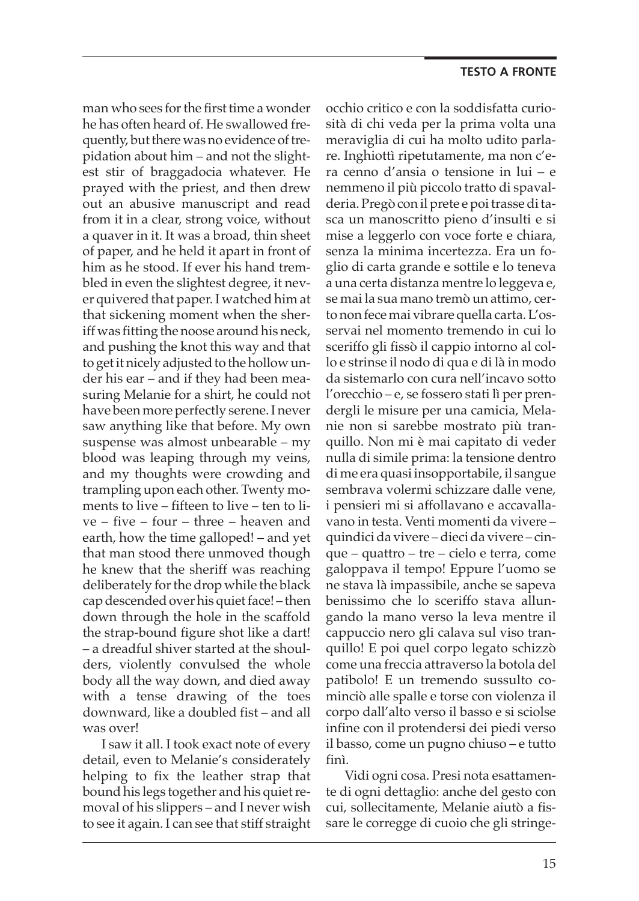man who sees for the first time a wonder he has often heard of. He swallowed frequently, but there was no evidence of trepidation about him – and not the slightest stir of braggadocia whatever. He prayed with the priest, and then drew out an abusive manuscript and read from it in a clear, strong voice, without a quaver in it. It was a broad, thin sheet of paper, and he held it apart in front of him as he stood. If ever his hand trembled in even the slightest degree, it never quivered that paper. I watched him at that sickening moment when the sheriff was fitting the noose around his neck, and pushing the knot this way and that to get it nicely adjusted to the hollow under his ear – and if they had been measuring Melanie for a shirt, he could not have been more perfectly serene. I never saw anything like that before. My own suspense was almost unbearable – my blood was leaping through my veins, and my thoughts were crowding and trampling upon each other. Twenty moments to live – fifteen to live – ten to live – five – four – three – heaven and earth, how the time galloped! – and yet that man stood there unmoved though he knew that the sheriff was reaching deliberately for the drop while the black cap descended over his quiet face! – then down through the hole in the scaffold the strap-bound figure shot like a dart! – a dreadful shiver started at the shoulders, violently convulsed the whole body all the way down, and died away with a tense drawing of the toes downward, like a doubled fist – and all was over!

I saw it all. I took exact note of every detail, even to Melanie's considerately helping to fix the leather strap that bound his legs together and his quiet removal of his slippers – and I never wish to see it again. I can see that stiff straight

occhio critico e con la soddisfatta curiosità di chi veda per la prima volta una meraviglia di cui ha molto udito parlare. Inghiottì ripetutamente, ma non c'era cenno d'ansia o tensione in lui – e nemmeno il più piccolo tratto di spavalderia. Pregò con il prete e poi trasse di tasca un manoscritto pieno d'insulti e si mise a leggerlo con voce forte e chiara, senza la minima incertezza. Era un foglio di carta grande e sottile e lo teneva a una certa distanza mentre lo leggeva e, se mai la sua mano tremò un attimo, certo non fece mai vibrare quella carta. L'osservai nel momento tremendo in cui lo sceriffo gli fissò il cappio intorno al collo e strinse il nodo di qua e di là in modo da sistemarlo con cura nell'incavo sotto l'orecchio – e, se fossero stati lì per prendergli le misure per una camicia, Melanie non si sarebbe mostrato più tranquillo. Non mi è mai capitato di veder nulla di simile prima: la tensione dentro di me era quasi insopportabile, il sangue sembrava volermi schizzare dalle vene, i pensieri mi si affollavano e accavallavano in testa. Venti momenti da vivere – quindici da vivere – dieci da vivere – cinque – quattro – tre – cielo e terra, come galoppava il tempo! Eppure l'uomo se ne stava là impassibile, anche se sapeva benissimo che lo sceriffo stava allungando la mano verso la leva mentre il cappuccio nero gli calava sul viso tranquillo! E poi quel corpo legato schizzò come una freccia attraverso la botola del patibolo! E un tremendo sussulto cominciò alle spalle e torse con violenza il corpo dall'alto verso il basso e si sciolse infine con il protendersi dei piedi verso il basso, come un pugno chiuso – e tutto finì.

Vidi ogni cosa. Presi nota esattamente di ogni dettaglio: anche del gesto con cui, sollecitamente, Melanie aiutò a fissare le corregge di cuoio che gli stringe-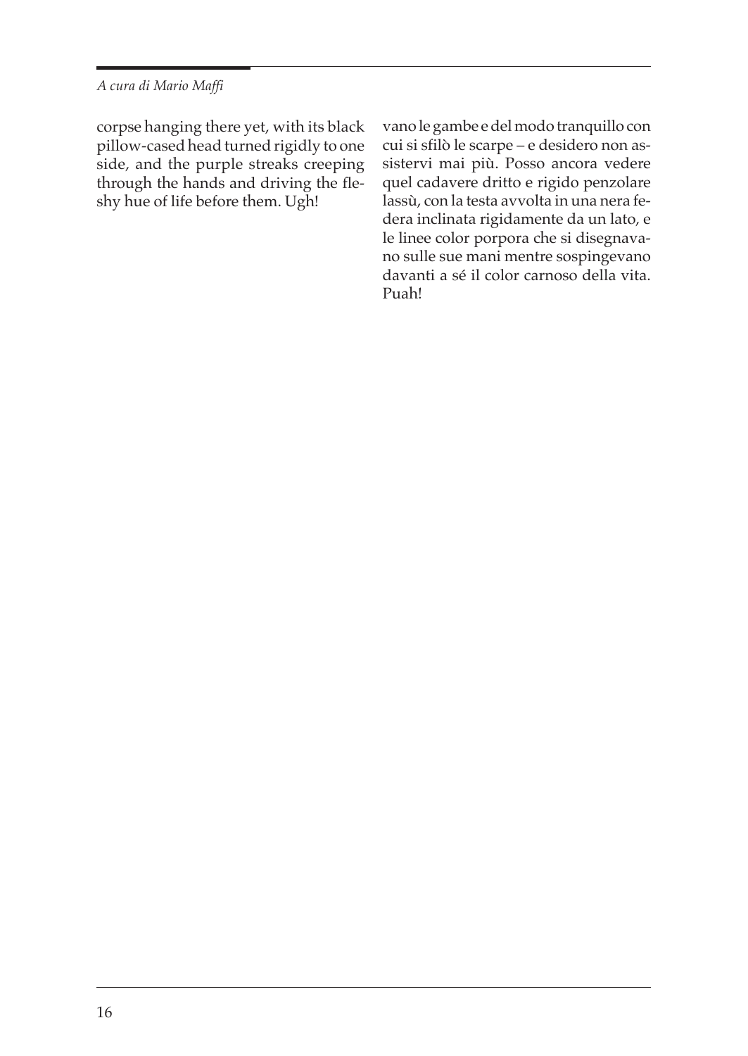corpse hanging there yet, with its black pillow-cased head turned rigidly to one side, and the purple streaks creeping through the hands and driving the fleshy hue of life before them. Ugh!

vano le gambe e del modo tranquillo con cui si sfilò le scarpe – e desidero non assistervi mai più. Posso ancora vedere quel cadavere dritto e rigido penzolare lassù, con la testa avvolta in una nera federa inclinata rigidamente da un lato, e le linee color porpora che si disegnavano sulle sue mani mentre sospingevano davanti a sé il color carnoso della vita. Puah!